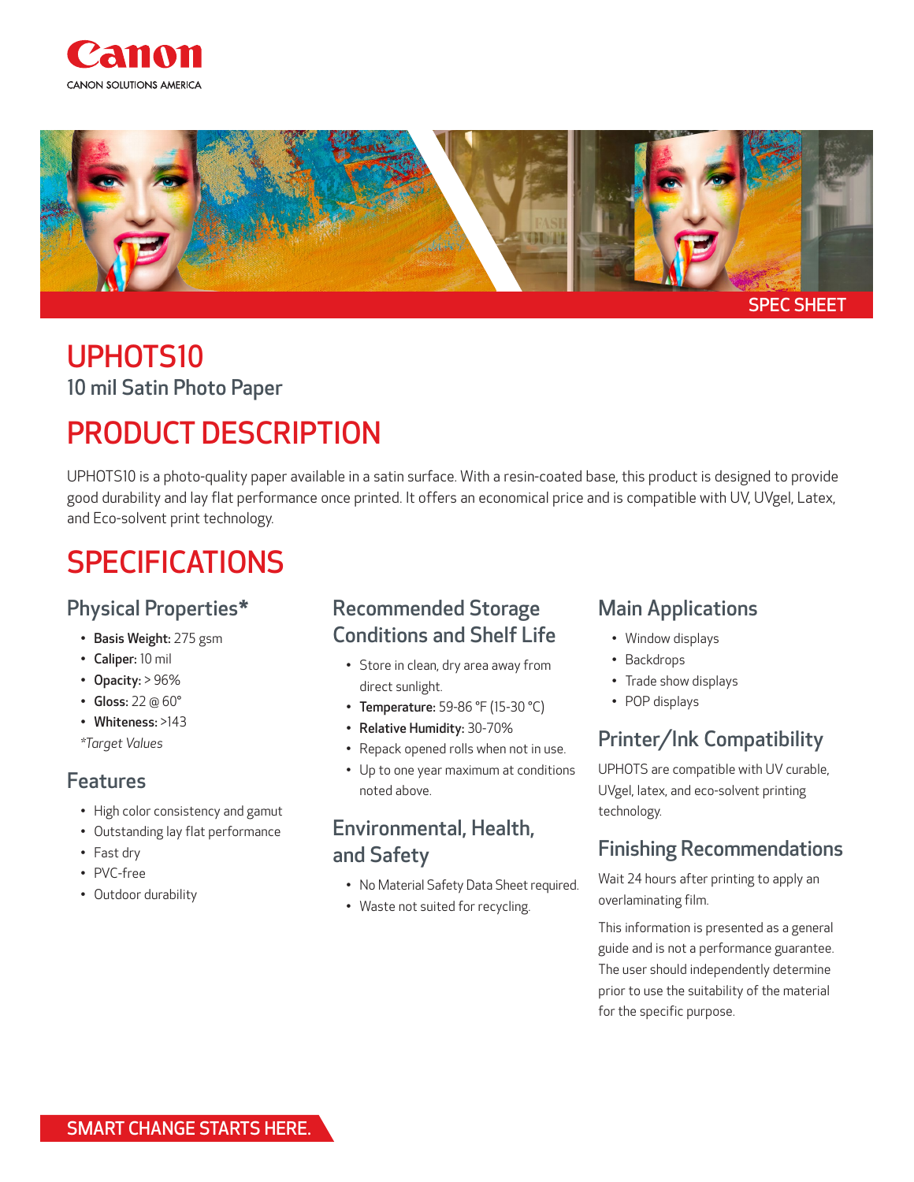Canon

CANON SOLUTIONS AMERICA

SPEC SHEET

# UPHOTS10

10 mil Satin Photo Paper

## PRODUCT DESCRIPTION

UPHOTS10 is a photo-quality paper available in a satin surface. With a resin-coated base, this product is designed to provide good durability and lay flat performance once printed. It offers an economical price and is compatible with UV, UVgel, Latex, and Eco-solvent print technology.

## SPECIFICATIONS

### Physical Properties*

- **Basis Weight:** 275 gsm
- **Caliper:** 10 mil
- **Opacity:** > 96%
- **Gloss:** 22 @ 60°
- **Whiteness:** >143

*Target Values*

### Features

- High color consistency and gamut
- Outstanding lay flat performance
- Fast dry
- PVC-free
- Outdoor durability

### Recommended Storage Conditions and Shelf Life

- Store in clean, dry area away from direct sunlight.
- **Temperature:** 59-86 °F (15-30 °C)
- **Relative Humidity:** 30-70%
- Repack opened rolls when not in use.
- Up to one year maximum at conditions noted above.

### Environmental, Health, and Safety

- No Material Safety Data Sheet required.
- Waste not suited for recycling.

### Main Applications

- Window displays
- Backdrops
- Trade show displays
- POP displays

### Printer/Ink Compatibility

UPHOTS are compatible with UV curable, UVgel, latex, and eco-solvent printing technology.

### Finishing Recommendations

Wait 24 hours after printing to apply an overlaminating film.

This information is presented as a general guide and is not a performance guarantee. The user should independently determine prior to use the suitability of the material for the specific purpose.

SMART CHANGE STARTS HERE.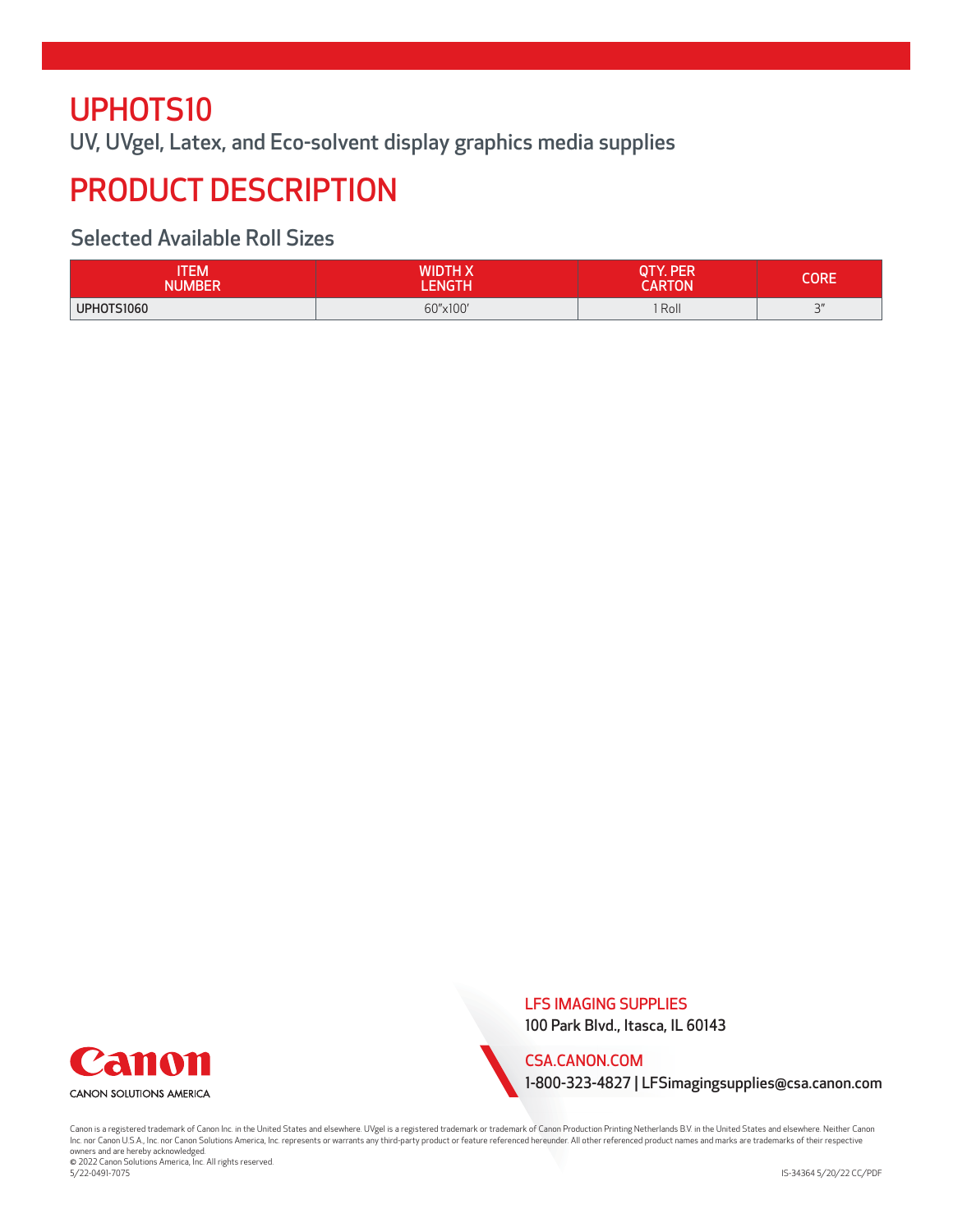# UPHOTS10

UV, UVgel, Latex, and Eco-solvent display graphics media supplies

# PRODUCT DESCRIPTION

## Selected Available Roll Sizes

| ITEM NUMBER | WIDTH X LENGTH | QTY. PER CARTON | CORE |
|---|---|---|---|
| UPHOTS1060 | 60"x100' | 1 Roll | 3" |

CANON SOLUTIONS AMERICA

LFS IMAGING SUPPLIES
100 Park Blvd., Itasca, IL 60143

CSA.CANON.COM
1-800-323-4827 | LFSimagingsupplies@csa.canon.com

Canon is a registered trademark of Canon Inc. in the United States and elsewhere. UVgel is a registered trademark or trademark of Canon Production Printing Netherlands B.V. in the United States and elsewhere. Neither Canon Inc. nor Canon U.S.A., Inc. nor Canon Solutions America, Inc. represents or warrants any third-party product or feature referenced hereunder. All other referenced product names and marks are trademarks of their respective owners and are hereby acknowledged.
© 2022 Canon Solutions America, Inc. All rights reserved.
5/22-0491-7075

IS-34364 5/20/22 CC/PDF